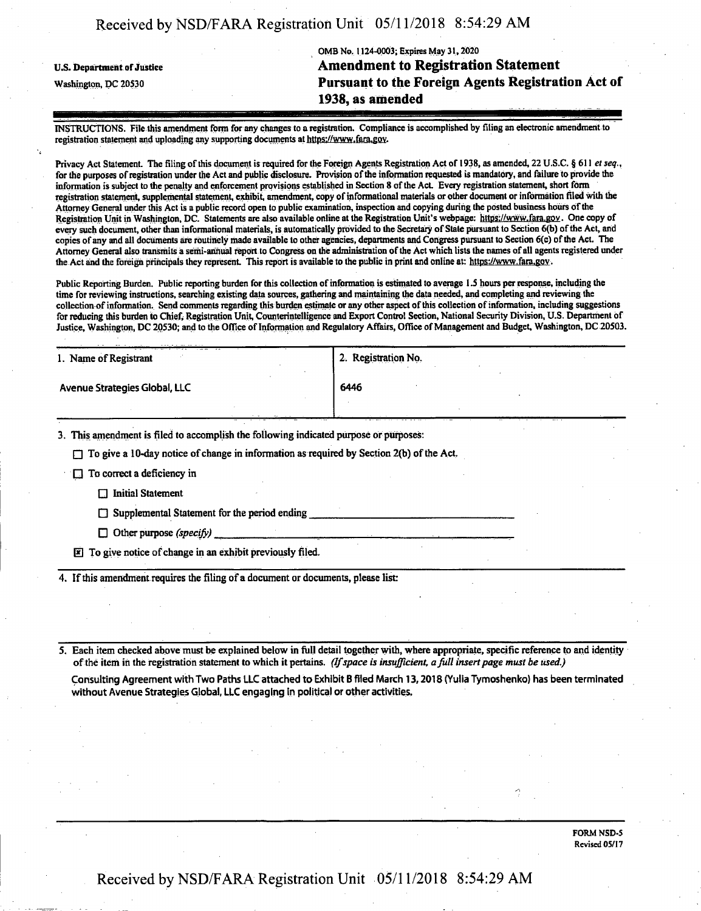U.S. Department of Justice
Washington, DC 20530

OMB No. 1124-0003; Expires May 31, 2020

# Amendment to Registration Statement Pursuant to the Foreign Agents Registration Act of 1938, as amended

INSTRUCTIONS. File this amendment form for any changes to a registration. Compliance is accomplished by filing an electronic amendment to registration statement and uploading any supporting documents at https://www.fara.gov.

Privacy Act Statement. The filing of this document is required for the Foreign Agents Registration Act of 1938, as amended, 22 U.S.C. § 611 *et seq.*, for the purposes of registration under the Act and public disclosure. Provision of the information requested is mandatory, and failure to provide the information is subject to the penalty and enforcement provisions established in Section 8 of the Act. Every registration statement, short form registration statement, supplemental statement, exhibit, amendment, copy of informational materials or other document or information filed with the Attorney General under this Act is a public record open to public examination, inspection and copying during the posted business hours of the Registration Unit in Washington, DC. Statements are also available online at the Registration Unit's webpage: https://www.fara.gov. One copy of every such document, other than informational materials, is automatically provided to the Secretary of State pursuant to Section 6(b) of the Act, and copies of any and all documents are routinely made available to other agencies, departments and Congress pursuant to Section 6(c) of the Act. The Attorney General also transmits a semi-annual report to Congress on the administration of the Act which lists the names of all agents registered under the Act and the foreign principals they represent. This report is available to the public in print and online at: https://www.fara.gov.

Public Reporting Burden. Public reporting burden for this collection of information is estimated to average 1.5 hours per response, including the time for reviewing instructions, searching existing data sources, gathering and maintaining the data needed, and completing and reviewing the collection of information. Send comments regarding this burden estimate or any other aspect of this collection of information, including suggestions for reducing this burden to Chief, Registration Unit, Counterintelligence and Export Control Section, National Security Division, U.S. Department of Justice, Washington, DC 20530; and to the Office of Information and Regulatory Affairs, Office of Management and Budget, Washington, DC 20503.

| 1. Name of Registrant | 2. Registration No. |
|---|---|
| Avenue Strategies Global, LLC | 6446 |

3. This amendment is filed to accomplish the following indicated purpose or purposes:

- ☐ To give a 10-day notice of change in information as required by Section 2(b) of the Act.
- ☐ To correct a deficiency in
  - ☐ Initial Statement
  - ☐ Supplemental Statement for the period ending ____________________
  - ☐ Other purpose *(specify)* ____________________
- ☒ To give notice of change in an exhibit previously filed.

4. If this amendment requires the filing of a document or documents, please list:

5. Each item checked above must be explained below in full detail together with, where appropriate, specific reference to and identity of the item in the registration statement to which it pertains. *(If space is insufficient, a full insert page must be used.)*

Consulting Agreement with Two Paths LLC attached to Exhibit B filed March 13, 2018 (Yulia Tymoshenko) has been terminated without Avenue Strategies Global, LLC engaging in political or other activities.

FORM NSD-5
Revised 05/17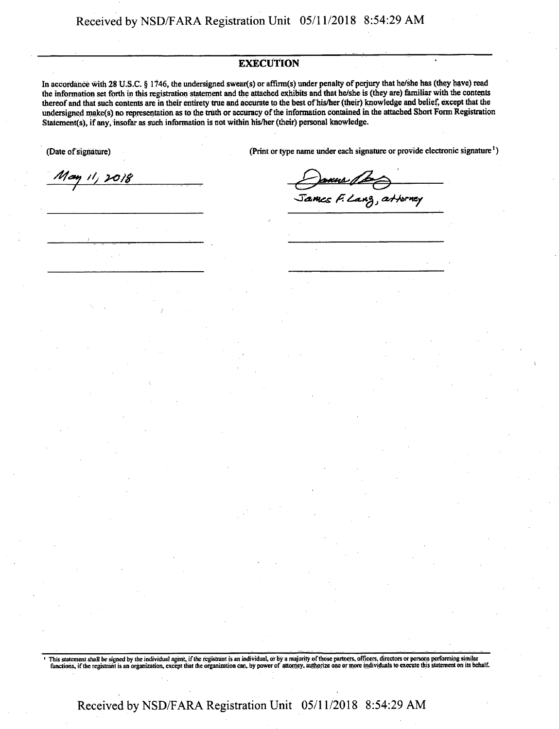## EXECUTION

In accordance with 28 U.S.C. § 1746, the undersigned swear(s) or affirm(s) under penalty of perjury that he/she has (they have) read the information set forth in this registration statement and the attached exhibits and that he/she is (they are) familiar with the contents thereof and that such contents are in their entirety true and accurate to the best of his/her (their) knowledge and belief, except that the undersigned make(s) no representation as to the truth or accuracy of the information contained in the attached Short Form Registration Statement(s), if any, insofar as such information is not within his/her (their) personal knowledge.

| (Date of signature) | (Print or type name under each signature or provide electronic signature[1]) |
| --- | --- |
| May 11, 2018 | James F. Lang, attorney |
| | |
| | |
| | |

[1] This statement shall be signed by the individual agent, if the registrant is an individual, or by a majority of those partners, officers, directors or persons performing similar functions, if the registrant is an organization, except that the organization can, by power of attorney, authorize one or more individuals to execute this statement on its behalf.